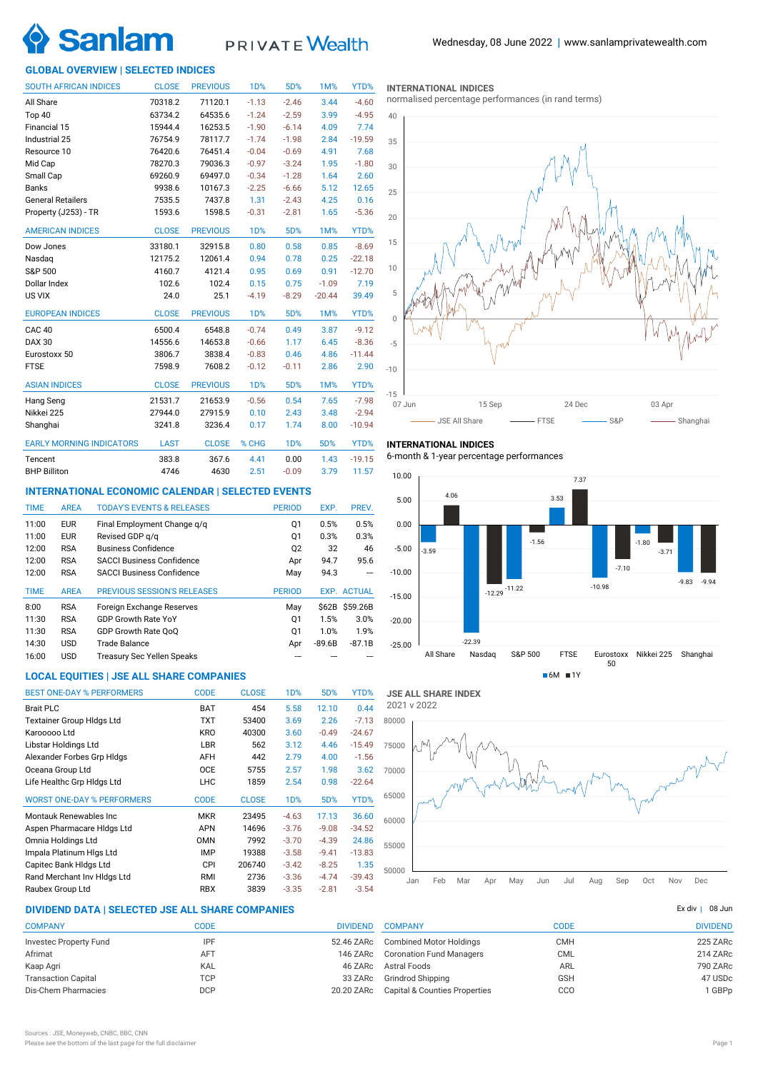# Sanlam PRIVATE Wealth

Wednesday, 08 June 2022 | www.sanlamprivatewealth.com

## GLOBAL OVERVIEW | SELECTED INDICES

| SOUTH AFRICAN INDICES | CLOSE | PREVIOUS | 1D% | 5D% | 1M% | YTD% |
|---|---|---|---|---|---|---|
| All Share | 70318.2 | 71120.1 | -1.13 | -2.46 | 3.44 | -4.60 |
| Top 40 | 63734.2 | 64535.6 | -1.24 | -2.59 | 3.99 | -4.95 |
| Financial 15 | 15944.4 | 16253.5 | -1.90 | -6.14 | 4.09 | 7.74 |
| Industrial 25 | 76754.9 | 78117.7 | -1.74 | -1.98 | 2.84 | -19.59 |
| Resource 10 | 76420.6 | 76451.4 | -0.04 | -0.69 | 4.91 | 7.68 |
| Mid Cap | 78270.3 | 79036.3 | -0.97 | -3.24 | 1.95 | -1.80 |
| Small Cap | 69260.9 | 69497.0 | -0.34 | -1.28 | 1.64 | 2.60 |
| Banks | 9938.6 | 10167.3 | -2.25 | -6.66 | 5.12 | 12.65 |
| General Retailers | 7535.5 | 7437.8 | 1.31 | -2.43 | 4.25 | 0.16 |
| Property (J253) - TR | 1593.6 | 1598.5 | -0.31 | -2.81 | 1.65 | -5.36 |

| AMERICAN INDICES | CLOSE | PREVIOUS | 1D% | 5D% | 1M% | YTD% |
|---|---|---|---|---|---|---|
| Dow Jones | 33180.1 | 32915.8 | 0.80 | 0.58 | 0.85 | -8.69 |
| Nasdaq | 12175.2 | 12061.4 | 0.94 | 0.78 | 0.25 | -22.18 |
| S&P 500 | 4160.7 | 4121.4 | 0.95 | 0.69 | 0.91 | -12.70 |
| Dollar Index | 102.6 | 102.4 | 0.15 | 0.75 | -1.09 | 7.19 |
| US VIX | 24.0 | 25.1 | -4.19 | -8.29 | -20.44 | 39.49 |

| EUROPEAN INDICES | CLOSE | PREVIOUS | 1D% | 5D% | 1M% | YTD% |
|---|---|---|---|---|---|---|
| CAC 40 | 6500.4 | 6548.8 | -0.74 | 0.49 | 3.87 | -9.12 |
| DAX 30 | 14556.6 | 14653.8 | -0.66 | 1.17 | 6.45 | -8.36 |
| Eurostoxx 50 | 3806.7 | 3838.4 | -0.83 | 0.46 | 4.86 | -11.44 |
| FTSE | 7598.9 | 7608.2 | -0.12 | -0.11 | 2.86 | 2.90 |

| ASIAN INDICES | CLOSE | PREVIOUS | 1D% | 5D% | 1M% | YTD% |
|---|---|---|---|---|---|---|
| Hang Seng | 21531.7 | 21653.9 | -0.56 | 0.54 | 7.65 | -7.98 |
| Nikkei 225 | 27944.0 | 27915.9 | 0.10 | 2.43 | 3.48 | -2.94 |
| Shanghai | 3241.8 | 3236.4 | 0.17 | 1.74 | 8.00 | -10.94 |

| EARLY MORNING INDICATORS | LAST | CLOSE | % CHG | 1D% | 5D% | YTD% |
|---|---|---|---|---|---|---|
| Tencent | 383.8 | 367.6 | 4.41 | 0.00 | 1.43 | -19.15 |
| BHP Billiton | 4746 | 4630 | 2.51 | -0.09 | 3.79 | 11.57 |

### INTERNATIONAL INDICES
normalised percentage performances (in rand terms)

JSE All Share — FTSE — S&P — Shanghai

### INTERNATIONAL INDICES
6-month & 1-year percentage performances

| Index | 6M | 1Y |
|---|---|---|
| All Share | -3.59 | 4.06 |
| Nasdaq | -22.39 | -12.29 |
| S&P 500 | -11.22 | -1.56 |
| FTSE | 3.53 | 7.37 |
| Eurostoxx 50 | -10.98 | -7.10 |
| Nikkei 225 | -1.80 | -3.71 |
| Shanghai | -9.83 | -9.94 |

## INTERNATIONAL ECONOMIC CALENDAR | SELECTED EVENTS

| TIME | AREA | TODAY'S EVENTS & RELEASES | PERIOD | EXP. | PREV. |
|---|---|---|---|---|---|
| 11:00 | EUR | Final Employment Change q/q | Q1 | 0.5% | 0.5% |
| 11:00 | EUR | Revised GDP q/q | Q1 | 0.3% | 0.3% |
| 12:00 | RSA | Business Confidence | Q2 | 32 | 46 |
| 12:00 | RSA | SACCI Business Confidence | Apr | 94.7 | 95.6 |
| 12:00 | RSA | SACCI Business Confidence | May | 94.3 | --- |

| TIME | AREA | PREVIOUS SESSION'S RELEASES | PERIOD | EXP. | ACTUAL |
|---|---|---|---|---|---|
| 8:00 | RSA | Foreign Exchange Reserves | May | $62B | $59.26B |
| 11:30 | RSA | GDP Growth Rate YoY | Q1 | 1.5% | 3.0% |
| 11:30 | RSA | GDP Growth Rate QoQ | Q1 | 1.0% | 1.9% |
| 14:30 | USD | Trade Balance | Apr | -89.6B | -87.1B |
| 16:00 | USD | Treasury Sec Yellen Speaks | --- | --- | --- |

## LOCAL EQUITIES | JSE ALL SHARE COMPANIES

| BEST ONE-DAY % PERFORMERS | CODE | CLOSE | 1D% | 5D% | YTD% |
|---|---|---|---|---|---|
| Brait PLC | BAT | 454 | 5.58 | 12.10 | 0.44 |
| Textainer Group Hldgs Ltd | TXT | 53400 | 3.69 | 2.26 | -7.13 |
| Karooooo Ltd | KRO | 40300 | 3.60 | -0.49 | -24.67 |
| Libstar Holdings Ltd | LBR | 562 | 3.12 | 4.46 | -15.49 |
| Alexander Forbes Grp Hldgs | AFH | 442 | 2.79 | 4.00 | -1.56 |
| Oceana Group Ltd | OCE | 5755 | 2.57 | 1.98 | 3.62 |
| Life Healthc Grp Hldgs Ltd | LHC | 1859 | 2.54 | 0.98 | -22.64 |

| WORST ONE-DAY % PERFORMERS | CODE | CLOSE | 1D% | 5D% | YTD% |
|---|---|---|---|---|---|
| Montauk Renewables Inc | MKR | 23495 | -4.63 | 17.13 | 36.60 |
| Aspen Pharmacare Hldgs Ltd | APN | 14696 | -3.76 | -9.08 | -34.52 |
| Omnia Holdings Ltd | OMN | 7992 | -3.70 | -4.39 | 24.86 |
| Impala Platinum Hlgs Ltd | IMP | 19388 | -3.58 | -9.41 | -13.83 |
| Capitec Bank Hldgs Ltd | CPI | 206740 | -3.42 | -8.25 | 1.35 |
| Rand Merchant Inv Hldgs Ltd | RMI | 2736 | -3.36 | -4.74 | -39.43 |
| Raubex Group Ltd | RBX | 3839 | -3.35 | -2.81 | -3.54 |

### JSE ALL SHARE INDEX
2021 v 2022

## DIVIDEND DATA | SELECTED JSE ALL SHARE COMPANIES

Ex div | 08 Jun

| COMPANY | CODE | DIVIDEND |
|---|---|---|
| Investec Property Fund | IPF | 52.46 ZARc |
| Afrimat | AFT | 146 ZARc |
| Kaap Agri | KAL | 46 ZARc |
| Transaction Capital | TCP | 33 ZARc |
| Dis-Chem Pharmacies | DCP | 20.20 ZARc |
| Combined Motor Holdings | CMH | 225 ZARc |
| Coronation Fund Managers | CML | 214 ZARc |
| Astral Foods | ARL | 790 ZARc |
| Grindrod Shipping | GSH | 47 USDc |
| Capital & Counties Properties | CCO | 1 GBPp |

Sources : JSE, Moneyweb, CNBC, BBC, CNN

Please see the bottom of the last page for the full disclaimer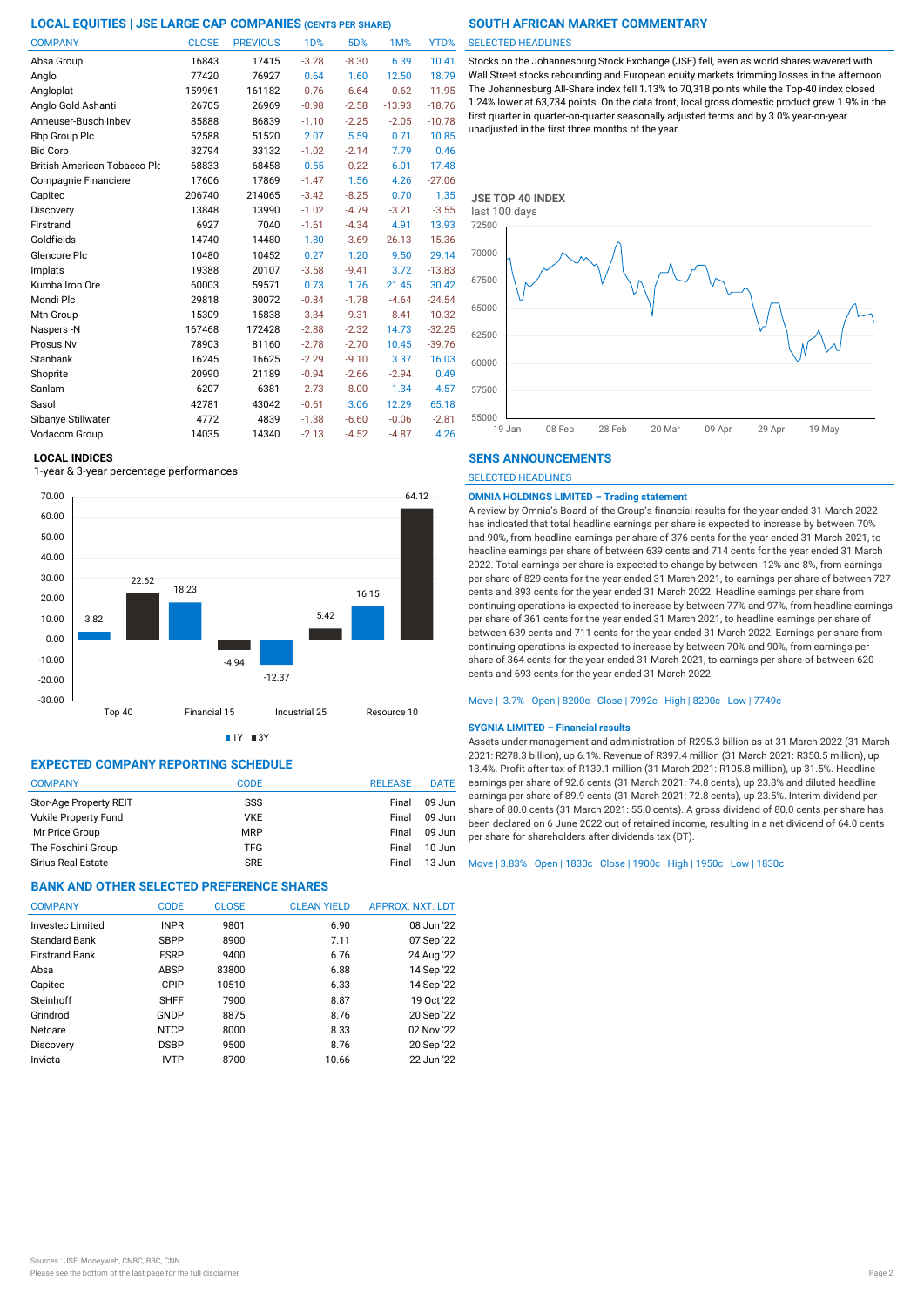## LOCAL EQUITIES | JSE LARGE CAP COMPANIES (CENTS PER SHARE)

| COMPANY | CLOSE | PREVIOUS | 1D% | 5D% | 1M% | YTD% |
|---|---|---|---|---|---|---|
| Absa Group | 16843 | 17415 | -3.28 | -8.30 | 6.39 | 10.41 |
| Anglo | 77420 | 76927 | 0.64 | 1.60 | 12.50 | 18.79 |
| Angloplat | 159961 | 161182 | -0.76 | -6.64 | -0.62 | -11.95 |
| Anglo Gold Ashanti | 26705 | 26969 | -0.98 | -2.58 | -13.93 | -18.76 |
| Anheuser-Busch Inbev | 85888 | 86839 | -1.10 | -2.25 | -2.05 | -10.78 |
| Bhp Group Plc | 52588 | 51520 | 2.07 | 5.59 | 0.71 | 10.85 |
| Bid Corp | 32794 | 33132 | -1.02 | -2.14 | 7.79 | 0.46 |
| British American Tobacco Plc | 68833 | 68458 | 0.55 | -0.22 | 6.01 | 17.48 |
| Compagnie Financiere | 17606 | 17869 | -1.47 | 1.56 | 4.26 | -27.06 |
| Capitec | 206740 | 214065 | -3.42 | -8.25 | 0.70 | 1.35 |
| Discovery | 13848 | 13990 | -1.02 | -4.79 | -3.21 | -3.55 |
| Firstrand | 6927 | 7040 | -1.61 | -4.34 | 4.91 | 13.93 |
| Goldfields | 14740 | 14480 | 1.80 | -3.69 | -26.13 | -15.36 |
| Glencore Plc | 10480 | 10452 | 0.27 | 1.20 | 9.50 | 29.14 |
| Implats | 19388 | 20107 | -3.58 | -9.41 | 3.72 | -13.83 |
| Kumba Iron Ore | 60003 | 59571 | 0.73 | 1.76 | 21.45 | 30.42 |
| Mondi Plc | 29818 | 30072 | -0.84 | -1.78 | -4.64 | -24.54 |
| Mtn Group | 15309 | 15838 | -3.34 | -9.31 | -8.41 | -10.32 |
| Naspers -N | 167468 | 172428 | -2.88 | -2.32 | 14.73 | -32.25 |
| Prosus Nv | 78903 | 81160 | -2.78 | -2.70 | 10.45 | -39.76 |
| Stanbank | 16245 | 16625 | -2.29 | -9.10 | 3.37 | 16.03 |
| Shoprite | 20990 | 21189 | -0.94 | -2.66 | -2.94 | 0.49 |
| Sanlam | 6207 | 6381 | -2.73 | -8.00 | 1.34 | 4.57 |
| Sasol | 42781 | 43042 | -0.61 | 3.06 | 12.29 | 65.18 |
| Sibanye Stillwater | 4772 | 4839 | -1.38 | -6.60 | -0.06 | -2.81 |
| Vodacom Group | 14035 | 14340 | -2.13 | -4.52 | -4.87 | 4.26 |

### LOCAL INDICES

1-year & 3-year percentage performances

| Index | 1Y | 3Y |
|---|---|---|
| Top 40 | 3.82 | 22.62 |
| Financial 15 | 18.23 | -4.94 |
| Industrial 25 | -12.37 | 5.42 |
| Resource 10 | 16.15 | 64.12 |

## EXPECTED COMPANY REPORTING SCHEDULE

| COMPANY | CODE | RELEASE | DATE |
|---|---|---|---|
| Stor-Age Property REIT | SSS | Final | 09 Jun |
| Vukile Property Fund | VKE | Final | 09 Jun |
| Mr Price Group | MRP | Final | 09 Jun |
| The Foschini Group | TFG | Final | 10 Jun |
| Sirius Real Estate | SRE | Final | 13 Jun |

## BANK AND OTHER SELECTED PREFERENCE SHARES

| COMPANY | CODE | CLOSE | CLEAN YIELD | APPROX. NXT. LDT |
|---|---|---|---|---|
| Investec Limited | INPR | 9801 | 6.90 | 08 Jun '22 |
| Standard Bank | SBPP | 8900 | 7.11 | 07 Sep '22 |
| Firstrand Bank | FSRP | 9400 | 6.76 | 24 Aug '22 |
| Absa | ABSP | 83800 | 6.88 | 14 Sep '22 |
| Capitec | CPIP | 10510 | 6.33 | 14 Sep '22 |
| Steinhoff | SHFF | 7900 | 8.87 | 19 Oct '22 |
| Grindrod | GNDP | 8875 | 8.76 | 20 Sep '22 |
| Netcare | NTCP | 8000 | 8.33 | 02 Nov '22 |
| Discovery | DSBP | 9500 | 8.76 | 20 Sep '22 |
| Invicta | IVTP | 8700 | 10.66 | 22 Jun '22 |

## SOUTH AFRICAN MARKET COMMENTARY

SELECTED HEADLINES

Stocks on the Johannesburg Stock Exchange (JSE) fell, even as world shares wavered with Wall Street stocks rebounding and European equity markets trimming losses in the afternoon. The Johannesburg All-Share index fell 1.13% to 70,318 points while the Top-40 index closed 1.24% lower at 63,734 points. On the data front, local gross domestic product grew 1.9% in the first quarter in quarter-on-quarter seasonally adjusted terms and by 3.0% year-on-year unadjusted in the first three months of the year.

### JSE TOP 40 INDEX

last 100 days

## SENS ANNOUNCEMENTS

SELECTED HEADLINES

**OMNIA HOLDINGS LIMITED – Trading statement**

A review by Omnia's Board of the Group's financial results for the year ended 31 March 2022 has indicated that total headline earnings per share is expected to increase by between 70% and 90%, from headline earnings per share of 376 cents for the year ended 31 March 2021, to headline earnings per share of between 639 cents and 714 cents for the year ended 31 March 2022. Total earnings per share is expected to change by between -12% and 8%, from earnings per share of 829 cents for the year ended 31 March 2021, to earnings per share of between 727 cents and 893 cents for the year ended 31 March 2022. Headline earnings per share from continuing operations is expected to increase by between 77% and 97%, from headline earnings per share of 361 cents for the year ended 31 March 2021, to headline earnings per share of between 639 cents and 711 cents for the year ended 31 March 2022. Earnings per share from continuing operations is expected to increase by between 70% and 90%, from earnings per share of 364 cents for the year ended 31 March 2021, to earnings per share of between 620 cents and 693 cents for the year ended 31 March 2022.

Move | -3.7% Open | 8200c Close | 7992c High | 8200c Low | 7749c

**SYGNIA LIMITED – Financial results**

Assets under management and administration of R295.3 billion as at 31 March 2022 (31 March 2021: R278.3 billion), up 6.1%. Revenue of R397.4 million (31 March 2021: R350.5 million), up 13.4%. Profit after tax of R139.1 million (31 March 2021: R105.8 million), up 31.5%. Headline earnings per share of 92.6 cents (31 March 2021: 74.8 cents), up 23.8% and diluted headline earnings per share of 89.9 cents (31 March 2021: 72.8 cents), up 23.5%. Interim dividend per share of 80.0 cents (31 March 2021: 55.0 cents). A gross dividend of 80.0 cents per share has been declared on 6 June 2022 out of retained income, resulting in a net dividend of 64.0 cents per share for shareholders after dividends tax (DT).

Move | 3.83% Open | 1830c Close | 1900c High | 1950c Low | 1830c

Sources : JSE, Moneyweb, CNBC, BBC, CNN
Please see the bottom of the last page for the full disclaimer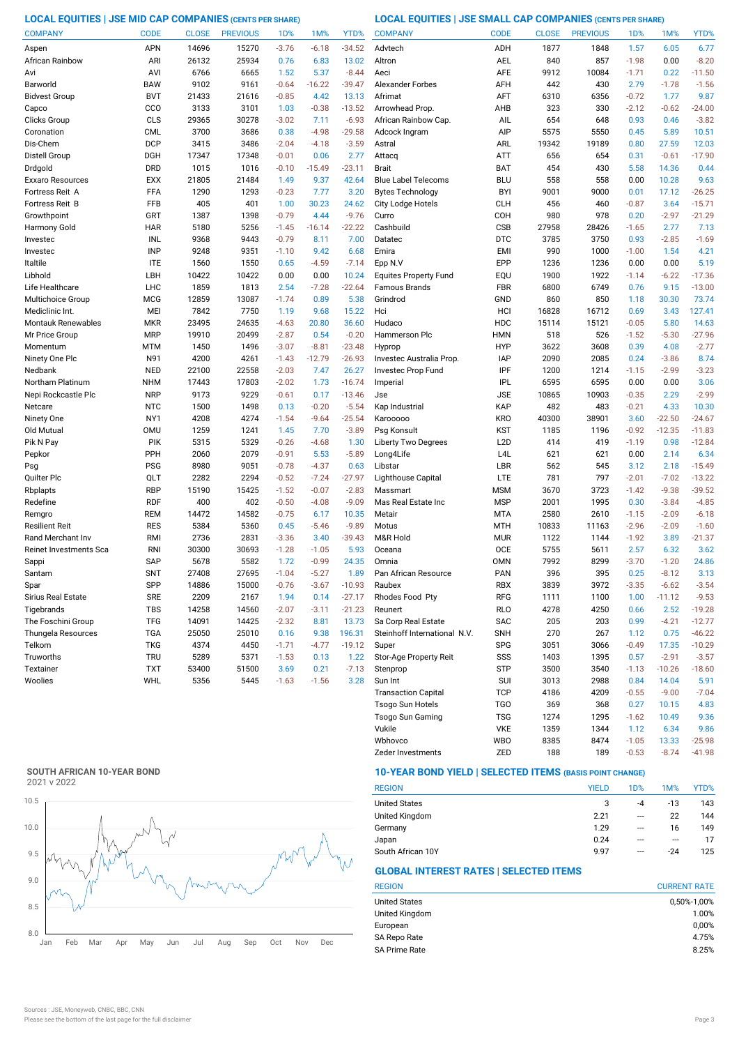## LOCAL EQUITIES | JSE MID CAP COMPANIES (CENTS PER SHARE)

| COMPANY | CODE | CLOSE | PREVIOUS | 1D% | 1M% | YTD% |
|---|---|---|---|---|---|---|
| Aspen | APN | 14696 | 15270 | -3.76 | -6.18 | -34.52 |
| African Rainbow | ARI | 26132 | 25934 | 0.76 | 6.83 | 13.02 |
| Avi | AVI | 6766 | 6665 | 1.52 | 5.37 | -8.44 |
| Barworld | BAW | 9102 | 9161 | -0.64 | -16.22 | -39.47 |
| Bidvest Group | BVT | 21433 | 21616 | -0.85 | 4.42 | 13.13 |
| Capco | CCO | 3133 | 3101 | 1.03 | -0.38 | -13.52 |
| Clicks Group | CLS | 29365 | 30278 | -3.02 | 7.11 | -6.93 |
| Coronation | CML | 3700 | 3686 | 0.38 | -4.98 | -29.58 |
| Dis-Chem | DCP | 3415 | 3486 | -2.04 | -4.18 | -3.59 |
| Distell Group | DGH | 17347 | 17348 | -0.01 | 0.06 | 2.77 |
| Drdgold | DRD | 1015 | 1016 | -0.10 | -15.49 | -23.11 |
| Exxaro Resources | EXX | 21805 | 21484 | 1.49 | 9.37 | 42.64 |
| Fortress Reit A | FFA | 1290 | 1293 | -0.23 | 7.77 | 3.20 |
| Fortress Reit B | FFB | 405 | 401 | 1.00 | 30.23 | 24.62 |
| Growthpoint | GRT | 1387 | 1398 | -0.79 | 4.44 | -9.76 |
| Harmony Gold | HAR | 5180 | 5256 | -1.45 | -16.14 | -22.22 |
| Investec | INL | 9368 | 9443 | -0.79 | 8.11 | 7.00 |
| Investec | INP | 9248 | 9351 | -1.10 | 9.42 | 6.68 |
| Italtile | ITE | 1560 | 1550 | 0.65 | -4.59 | -7.14 |
| Libhold | LBH | 10422 | 10422 | 0.00 | 0.00 | 10.24 |
| Life Healthcare | LHC | 1859 | 1813 | 2.54 | -7.28 | -22.64 |
| Multichoice Group | MCG | 12859 | 13087 | -1.74 | 0.89 | 5.38 |
| Mediclinic Int. | MEI | 7842 | 7750 | 1.19 | 9.68 | 15.22 |
| Montauk Renewables | MKR | 23495 | 24635 | -4.63 | 20.80 | 36.60 |
| Mr Price Group | MRP | 19910 | 20499 | -2.87 | 0.54 | -20.20 |
| Momentum | MTM | 1450 | 1496 | -3.07 | -8.81 | -23.48 |
| Ninety One Plc | N91 | 4200 | 4261 | -1.43 | -12.79 | -26.93 |
| Nedbank | NED | 22100 | 22558 | -2.03 | 7.47 | 26.27 |
| Northam Platinum | NHM | 17443 | 17803 | -2.02 | 1.73 | -16.74 |
| Nepi Rockcastle Plc | NRP | 9173 | 9229 | -0.61 | 0.17 | -13.46 |
| Netcare | NTC | 1500 | 1498 | 0.13 | -0.20 | -5.54 |
| Ninety One | NY1 | 4208 | 4274 | -1.54 | -9.64 | -25.54 |
| Old Mutual | OMU | 1259 | 1241 | 1.45 | 7.70 | -3.89 |
| Pik N Pay | PIK | 5315 | 5329 | -0.26 | -4.68 | 1.30 |
| Pepkor | PPH | 2060 | 2079 | -0.91 | 5.53 | -5.89 |
| Psg | PSG | 8980 | 9051 | -0.78 | -4.37 | 0.63 |
| Quilter Plc | QLT | 2282 | 2294 | -0.52 | -7.24 | -27.97 |
| Rbplapts | RBP | 15190 | 15425 | -1.52 | -0.07 | -2.83 |
| Redefine | RDF | 400 | 402 | -0.50 | -4.08 | -9.09 |
| Remgro | REM | 14472 | 14582 | -0.75 | 6.17 | 10.35 |
| Resilient Reit | RES | 5384 | 5360 | 0.45 | -5.46 | -9.89 |
| Rand Merchant Inv | RMI | 2736 | 2831 | -3.36 | 3.40 | -39.43 |
| Reinet Investments Sca | RNI | 30300 | 30693 | -1.28 | -1.05 | 5.93 |
| Sappi | SAP | 5678 | 5582 | 1.72 | -0.99 | 24.35 |
| Santam | SNT | 27408 | 27695 | -1.04 | -5.27 | 1.89 |
| Spar | SPP | 14886 | 15000 | -0.76 | -3.67 | -10.93 |
| Sirius Real Estate | SRE | 2209 | 2167 | 1.94 | 0.14 | -27.17 |
| Tigebrands | TBS | 14258 | 14560 | -2.07 | -3.11 | -21.23 |
| The Foschini Group | TFG | 14091 | 14425 | -2.32 | 8.81 | 13.73 |
| Thungela Resources | TGA | 25050 | 25010 | 0.16 | 9.38 | 196.31 |
| Telkom | TKG | 4374 | 4450 | -1.71 | -4.77 | -19.12 |
| Truworths | TRU | 5289 | 5371 | -1.53 | 0.13 | 1.22 |
| Textainer | TXT | 53400 | 51500 | 3.69 | 0.21 | -7.13 |
| Woolies | WHL | 5356 | 5445 | -1.63 | -1.56 | 3.28 |

## LOCAL EQUITIES | JSE SMALL CAP COMPANIES (CENTS PER SHARE)

| COMPANY | CODE | CLOSE | PREVIOUS | 1D% | 1M% | YTD% |
|---|---|---|---|---|---|---|
| Advtech | ADH | 1877 | 1848 | 1.57 | 6.05 | 6.77 |
| Altron | AEL | 840 | 857 | -1.98 | 0.00 | -8.20 |
| Aeci | AFE | 9912 | 10084 | -1.71 | 0.22 | -11.50 |
| Alexander Forbes | AFH | 442 | 430 | 2.79 | -1.78 | -1.56 |
| Afrimat | AFT | 6310 | 6356 | -0.72 | 1.77 | 9.87 |
| Arrowhead Prop. | AHB | 323 | 330 | -2.12 | -0.62 | -24.00 |
| African Rainbow Cap. | AIL | 654 | 648 | 0.93 | 0.46 | -3.82 |
| Adcock Ingram | AIP | 5575 | 5550 | 0.45 | 5.89 | 10.51 |
| Astral | ARL | 19342 | 19189 | 0.80 | 27.59 | 12.03 |
| Attacq | ATT | 656 | 654 | 0.31 | -0.61 | -17.90 |
| Brait | BAT | 454 | 430 | 5.58 | 14.36 | 0.44 |
| Blue Label Telecoms | BLU | 558 | 558 | 0.00 | 10.28 | 9.63 |
| Bytes Technology | BYI | 9001 | 9000 | 0.01 | 17.12 | -26.25 |
| City Lodge Hotels | CLH | 456 | 460 | -0.87 | 3.64 | -15.71 |
| Curro | COH | 980 | 978 | 0.20 | -2.97 | -21.29 |
| Cashbuild | CSB | 27958 | 28426 | -1.65 | 2.77 | 7.13 |
| Datatec | DTC | 3785 | 3750 | 0.93 | -2.85 | -1.69 |
| Emira | EMI | 990 | 1000 | -1.00 | 1.54 | 4.21 |
| Epp N.V | EPP | 1236 | 1236 | 0.00 | 0.00 | 5.19 |
| Equites Property Fund | EQU | 1900 | 1922 | -1.14 | -6.22 | -17.36 |
| Famous Brands | FBR | 6800 | 6749 | 0.76 | 9.15 | -13.00 |
| Grindrod | GND | 860 | 850 | 1.18 | 30.30 | 73.74 |
| Hci | HCI | 16828 | 16712 | 0.69 | 3.43 | 127.41 |
| Hudaco | HDC | 15114 | 15121 | -0.05 | 5.80 | 14.63 |
| Hammerson Plc | HMN | 518 | 526 | -1.52 | -5.30 | -27.96 |
| Hyprop | HYP | 3622 | 3608 | 0.39 | 4.08 | -2.77 |
| Investec Australia Prop. | IAP | 2090 | 2085 | 0.24 | -3.86 | 8.74 |
| Investec Prop Fund | IPF | 1200 | 1214 | -1.15 | -2.99 | -3.23 |
| Imperial | IPL | 6595 | 6595 | 0.00 | 0.00 | 3.06 |
| Jse | JSE | 10865 | 10903 | -0.35 | 2.29 | -2.99 |
| Kap Industrial | KAP | 482 | 483 | -0.21 | 4.33 | 10.30 |
| Karooooo | KRO | 40300 | 38901 | 3.60 | -22.50 | -24.67 |
| Psg Konsult | KST | 1185 | 1196 | -0.92 | -12.35 | -11.83 |
| Liberty Two Degrees | L2D | 414 | 419 | -1.19 | 0.98 | -12.84 |
| Long4Life | L4L | 621 | 621 | 0.00 | 2.14 | 6.34 |
| Libstar | LBR | 562 | 545 | 3.12 | 2.18 | -15.49 |
| Lighthouse Capital | LTE | 781 | 797 | -2.01 | -7.02 | -13.22 |
| Massmart | MSM | 3670 | 3723 | -1.42 | -9.38 | -39.52 |
| Mas Real Estate Inc | MSP | 2001 | 1995 | 0.30 | -3.84 | -4.85 |
| Metair | MTA | 2580 | 2610 | -1.15 | -2.09 | -6.18 |
| Motus | MTH | 10833 | 11163 | -2.96 | -2.09 | -1.60 |
| M&R Hold | MUR | 1122 | 1144 | -1.92 | 3.89 | -21.37 |
| Oceana | OCE | 5755 | 5611 | 2.57 | 6.32 | 3.62 |
| Omnia | OMN | 7992 | 8299 | -3.70 | -1.20 | 24.86 |
| Pan African Resource | PAN | 396 | 395 | 0.25 | -8.12 | 3.13 |
| Raubex | RBX | 3839 | 3972 | -3.35 | -6.62 | -3.54 |
| Rhodes Food Pty | RFG | 1111 | 1100 | 1.00 | -11.12 | -9.53 |
| Reunert | RLO | 4278 | 4250 | 0.66 | 2.52 | -19.28 |
| Sa Corp Real Estate | SAC | 205 | 203 | 0.99 | -4.21 | -12.77 |
| Steinhoff International N.V. | SNH | 270 | 267 | 1.12 | 0.75 | -46.22 |
| Super | SPG | 3051 | 3066 | -0.49 | 17.35 | -10.29 |
| Stor-Age Property Reit | SSS | 1403 | 1395 | 0.57 | -2.91 | -3.57 |
| Stenprop | STP | 3500 | 3540 | -1.13 | -10.26 | -18.60 |
| Sun Int | SUI | 3013 | 2988 | 0.84 | 14.04 | 5.91 |
| Transaction Capital | TCP | 4186 | 4209 | -0.55 | -9.00 | -7.04 |
| Tsogo Sun Hotels | TGO | 369 | 368 | 0.27 | 10.15 | 4.83 |
| Tsogo Sun Gaming | TSG | 1274 | 1295 | -1.62 | 10.49 | 9.36 |
| Vukile | VKE | 1359 | 1344 | 1.12 | 6.34 | 9.86 |
| Wbhovco | WBO | 8385 | 8474 | -1.05 | 13.33 | -25.98 |
| Zeder Investments | ZED | 188 | 189 | -0.53 | -8.74 | -41.98 |

## SOUTH AFRICAN 10-YEAR BOND

2021 v 2022

## 10-YEAR BOND YIELD | SELECTED ITEMS (BASIS POINT CHANGE)

| REGION | YIELD | 1D% | 1M% | YTD% |
|---|---|---|---|---|
| United States | 3 | -4 | -13 | 143 |
| United Kingdom | 2.21 | --- | 22 | 144 |
| Germany | 1.29 | --- | 16 | 149 |
| Japan | 0.24 | --- | --- | 17 |
| South African 10Y | 9.97 | --- | -24 | 125 |

## GLOBAL INTEREST RATES | SELECTED ITEMS

| REGION | CURRENT RATE |
|---|---|
| United States | 0,50%-1,00% |
| United Kingdom | 1.00% |
| European | 0,00% |
| SA Repo Rate | 4.75% |
| SA Prime Rate | 8.25% |

Sources : JSE, Moneyweb, CNBC, BBC, CNN

Please see the bottom of the last page for the full disclaimer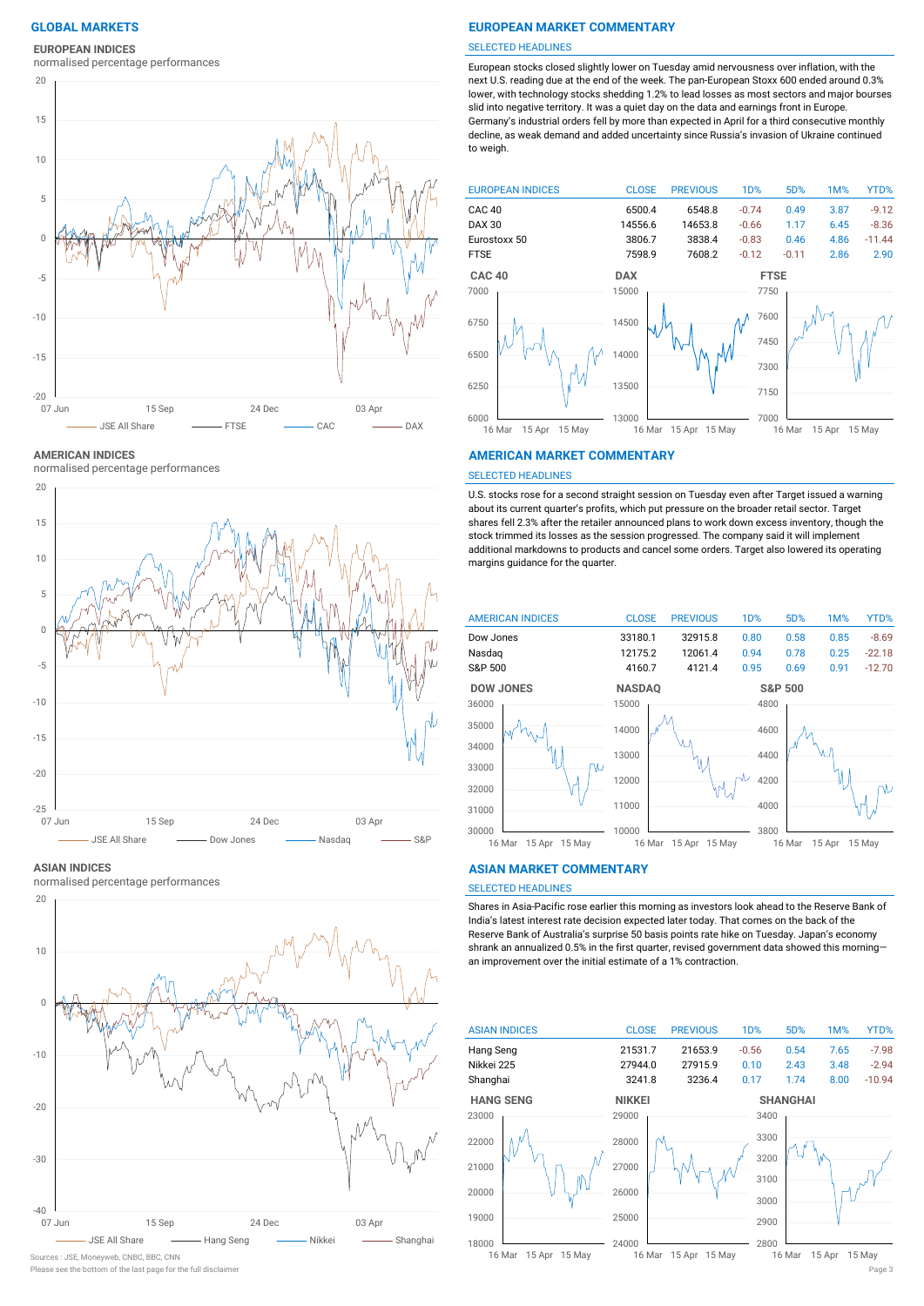## GLOBAL MARKETS

### EUROPEAN INDICES

normalised percentage performances

JSE All Share — FTSE — CAC — DAX

### AMERICAN INDICES

normalised percentage performances

JSE All Share — Dow Jones — Nasdaq — S&P

### ASIAN INDICES

normalised percentage performances

JSE All Share — Hang Seng — Nikkei — Shanghai

## EUROPEAN MARKET COMMENTARY

SELECTED HEADLINES

European stocks closed slightly lower on Tuesday amid nervousness over inflation, with the next U.S. reading due at the end of the week. The pan-European Stoxx 600 ended around 0.3% lower, with technology stocks shedding 1.2% to lead losses as most sectors and major bourses slid into negative territory. It was a quiet day on the data and earnings front in Europe. Germany's industrial orders fell by more than expected in April for a third consecutive monthly decline, as weak demand and added uncertainty since Russia's invasion of Ukraine continued to weigh.

| EUROPEAN INDICES | CLOSE | PREVIOUS | 1D% | 5D% | 1M% | YTD% |
|---|---|---|---|---|---|---|
| CAC 40 | 6500.4 | 6548.8 | -0.74 | 0.49 | 3.87 | -9.12 |
| DAX 30 | 14556.6 | 14653.8 | -0.66 | 1.17 | 6.45 | -8.36 |
| Eurostoxx 50 | 3806.7 | 3838.4 | -0.83 | 0.46 | 4.86 | -11.44 |
| FTSE | 7598.9 | 7608.2 | -0.12 | -0.11 | 2.86 | 2.90 |

## AMERICAN MARKET COMMENTARY

SELECTED HEADLINES

U.S. stocks rose for a second straight session on Tuesday even after Target issued a warning about its current quarter's profits, which put pressure on the broader retail sector. Target shares fell 2.3% after the retailer announced plans to work down excess inventory, though the stock trimmed its losses as the session progressed. The company said it will implement additional markdowns to products and cancel some orders. Target also lowered its operating margins guidance for the quarter.

| AMERICAN INDICES | CLOSE | PREVIOUS | 1D% | 5D% | 1M% | YTD% |
|---|---|---|---|---|---|---|
| Dow Jones | 33180.1 | 32915.8 | 0.80 | 0.58 | 0.85 | -8.69 |
| Nasdaq | 12175.2 | 12061.4 | 0.94 | 0.78 | 0.25 | -22.18 |
| S&P 500 | 4160.7 | 4121.4 | 0.95 | 0.69 | 0.91 | -12.70 |

## ASIAN MARKET COMMENTARY

SELECTED HEADLINES

Shares in Asia-Pacific rose earlier this morning as investors look ahead to the Reserve Bank of India's latest interest rate decision expected later today. That comes on the back of the Reserve Bank of Australia's surprise 50 basis points rate hike on Tuesday. Japan's economy shrank an annualized 0.5% in the first quarter, revised government data showed this morning—an improvement over the initial estimate of a 1% contraction.

| ASIAN INDICES | CLOSE | PREVIOUS | 1D% | 5D% | 1M% | YTD% |
|---|---|---|---|---|---|---|
| Hang Seng | 21531.7 | 21653.9 | -0.56 | 0.54 | 7.65 | -7.98 |
| Nikkei 225 | 27944.0 | 27915.9 | 0.10 | 2.43 | 3.48 | -2.94 |
| Shanghai | 3241.8 | 3236.4 | 0.17 | 1.74 | 8.00 | -10.94 |

Sources : JSE, Moneyweb, CNBC, BBC, CNN

Please see the bottom of the last page for the full disclaimer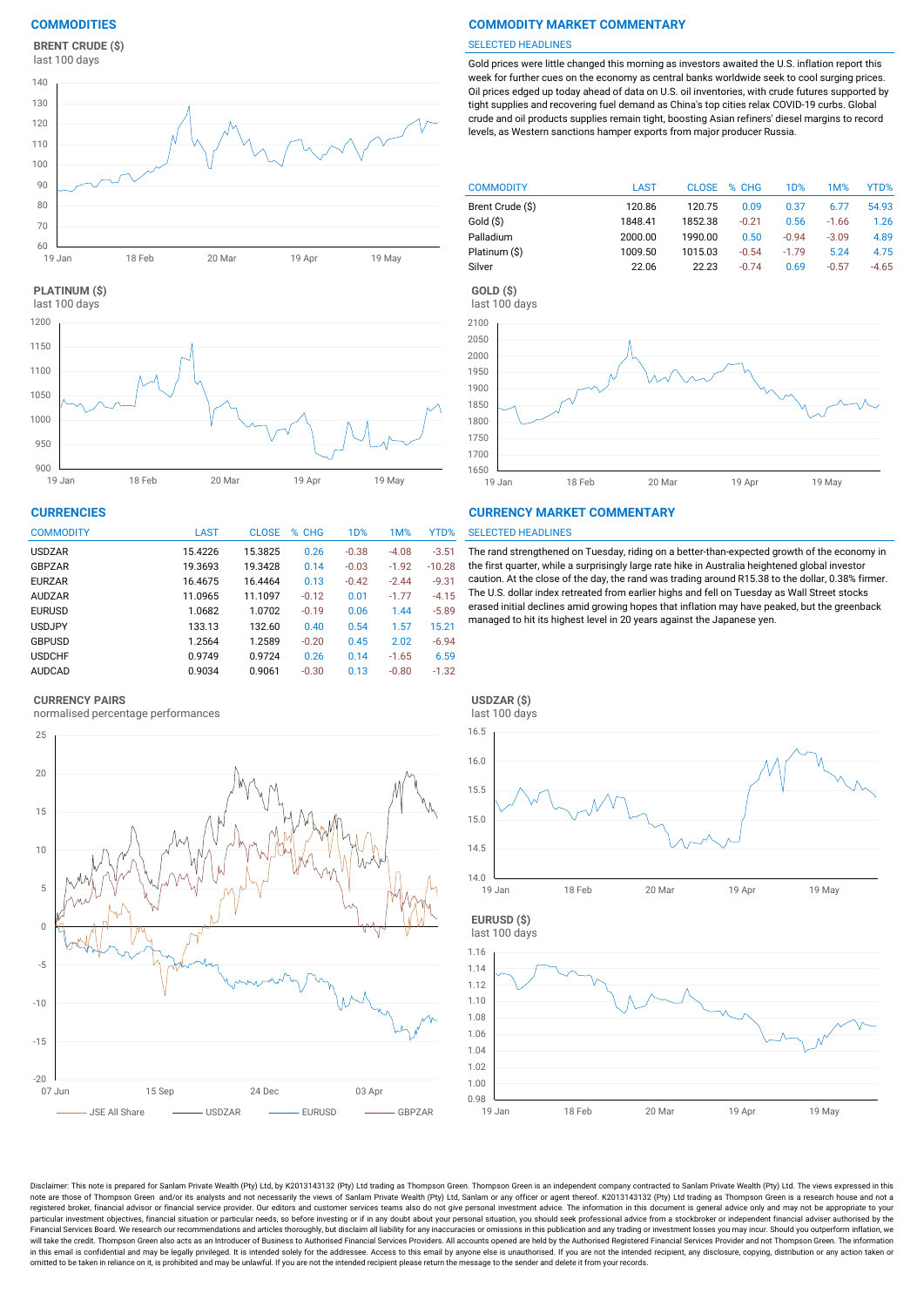## COMMODITIES

BRENT CRUDE ($)
last 100 days

140
130
120
110
100
90
80
70
60
19 Jan
18 Feb
20 Mar
19 Apr
19 May

PLATINUM ($)
last 100 days

1200
1150
1100
1050
1000
950
900
19 Jan
18 Feb
20 Mar
19 Apr
19 May

## COMMODITY MARKET COMMENTARY

SELECTED HEADLINES

Gold prices were little changed this morning as investors awaited the U.S. inflation report this week for further cues on the economy as central banks worldwide seek to cool surging prices. Oil prices edged up today ahead of data on U.S. oil inventories, with crude futures supported by tight supplies and recovering fuel demand as China's top cities relax COVID-19 curbs. Global crude and oil products supplies remain tight, boosting Asian refiners' diesel margins to record levels, as Western sanctions hamper exports from major producer Russia.

| COMMODITY | LAST | CLOSE | % CHG | 1D% | 1M% | YTD% |
|---|---|---|---|---|---|---|
| Brent Crude ($) | 120.86 | 120.75 | 0.09 | 0.37 | 6.77 | 54.93 |
| Gold ($) | 1848.41 | 1852.38 | -0.21 | 0.56 | -1.66 | 1.26 |
| Palladium | 2000.00 | 1990.00 | 0.50 | -0.94 | -3.09 | 4.89 |
| Platinum ($) | 1009.50 | 1015.03 | -0.54 | -1.79 | 5.24 | 4.75 |
| Silver | 22.06 | 22.23 | -0.74 | 0.69 | -0.57 | -4.65 |

GOLD ($)
last 100 days

2100
2050
2000
1950
1900
1850
1800
1750
1700
1650
19 Jan
18 Feb
20 Mar
19 Apr
19 May

## CURRENCIES

| COMMODITY | LAST | CLOSE | % CHG | 1D% | 1M% | YTD% |
|---|---|---|---|---|---|---|
| USDZAR | 15.4226 | 15.3825 | 0.26 | -0.38 | -4.08 | -3.51 |
| GBPZAR | 19.3693 | 19.3428 | 0.14 | -0.03 | -1.92 | -10.28 |
| EURZAR | 16.4675 | 16.4464 | 0.13 | -0.42 | -2.44 | -9.31 |
| AUDZAR | 11.0965 | 11.1097 | -0.12 | 0.01 | -1.77 | -4.15 |
| EURUSD | 1.0682 | 1.0702 | -0.19 | 0.06 | 1.44 | -5.89 |
| USDJPY | 133.13 | 132.60 | 0.40 | 0.54 | 1.57 | 15.21 |
| GBPUSD | 1.2564 | 1.2589 | -0.20 | 0.45 | 2.02 | -6.94 |
| USDCHF | 0.9749 | 0.9724 | 0.26 | 0.14 | -1.65 | 6.59 |
| AUDCAD | 0.9034 | 0.9061 | -0.30 | 0.13 | -0.80 | -1.32 |

## CURRENCY MARKET COMMENTARY

SELECTED HEADLINES

The rand strengthened on Tuesday, riding on a better-than-expected growth of the economy in the first quarter, while a surprisingly large rate hike in Australia heightened global investor caution. At the close of the day, the rand was trading around R15.38 to the dollar, 0.38% firmer. The U.S. dollar index retreated from earlier highs and fell on Tuesday as Wall Street stocks erased initial declines amid growing hopes that inflation may have peaked, but the greenback managed to hit its highest level in 20 years against the Japanese yen.

CURRENCY PAIRS
normalised percentage performances

25
20
15
10
5
0
-5
-10
-15
-20
07 Jun
15 Sep
24 Dec
03 Apr

JSE All Share
USDZAR
EURUSD
GBPZAR

USDZAR ($)
last 100 days

16.5
16.0
15.5
15.0
14.5
14.0
19 Jan
18 Feb
20 Mar
19 Apr
19 May

EURUSD ($)
last 100 days

1.16
1.14
1.12
1.10
1.08
1.06
1.04
1.02
1.00
0.98
19 Jan
18 Feb
20 Mar
19 Apr
19 May

Disclaimer: This note is prepared for Sanlam Private Wealth (Pty) Ltd, by K2013143132 (Pty) Ltd trading as Thompson Green. Thompson Green is an independent company contracted to Sanlam Private Wealth (Pty) Ltd. The views expressed in this note are those of Thompson Green and/or its analysts and not necessarily the views of Sanlam Private Wealth (Pty) Ltd, Sanlam or any officer or agent thereof. K2013143132 (Pty) Ltd trading as Thompson Green is a research house and not a registered broker, financial advisor or financial service provider. Our editors and customer services teams also do not give personal investment advice. The information in this document is general advice only and may not be appropriate to your particular investment objectives, financial situation or particular needs, so before investing or if in any doubt about your personal situation, you should seek professional advice from a stockbroker or independent financial adviser authorised by the Financial Services Board. We research our recommendations and articles thoroughly, but disclaim all liability for any inaccuracies or omissions in this publication and any trading or investment losses you may incur. Should you outperform inflation, we will take the credit. Thompson Green also acts as an Introducer of Business to Authorised Financial Services Providers. All accounts opened are held by the Authorised Registered Financial Services Provider and not Thompson Green. The information in this email is confidential and may be legally privileged. It is intended solely for the addressee. Access to this email by anyone else is unauthorised. If you are not the intended recipient, any disclosure, copying, distribution or any action taken or omitted to be taken in reliance on it, is prohibited and may be unlawful. If you are not the intended recipient please return the message to the sender and delete it from your records.